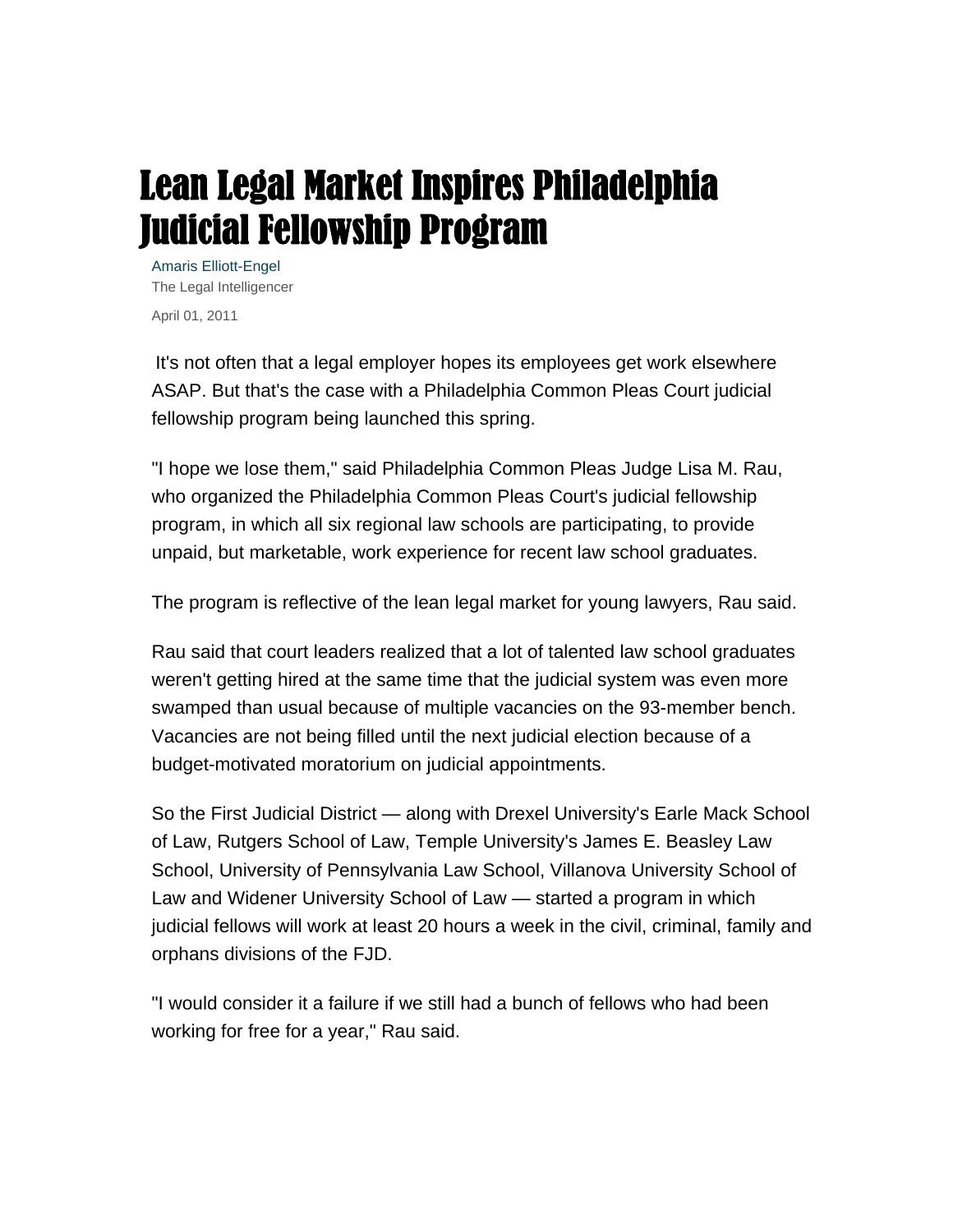# Lean Legal Market Inspires Philadelphia Judicial Fellowship Program

Amaris Elliott-Engel
The Legal Intelligencer

April 01, 2011

It's not often that a legal employer hopes its employees get work elsewhere ASAP. But that's the case with a Philadelphia Common Pleas Court judicial fellowship program being launched this spring.

"I hope we lose them," said Philadelphia Common Pleas Judge Lisa M. Rau, who organized the Philadelphia Common Pleas Court's judicial fellowship program, in which all six regional law schools are participating, to provide unpaid, but marketable, work experience for recent law school graduates.

The program is reflective of the lean legal market for young lawyers, Rau said.

Rau said that court leaders realized that a lot of talented law school graduates weren't getting hired at the same time that the judicial system was even more swamped than usual because of multiple vacancies on the 93-member bench. Vacancies are not being filled until the next judicial election because of a budget-motivated moratorium on judicial appointments.

So the First Judicial District — along with Drexel University's Earle Mack School of Law, Rutgers School of Law, Temple University's James E. Beasley Law School, University of Pennsylvania Law School, Villanova University School of Law and Widener University School of Law — started a program in which judicial fellows will work at least 20 hours a week in the civil, criminal, family and orphans divisions of the FJD.

"I would consider it a failure if we still had a bunch of fellows who had been working for free for a year," Rau said.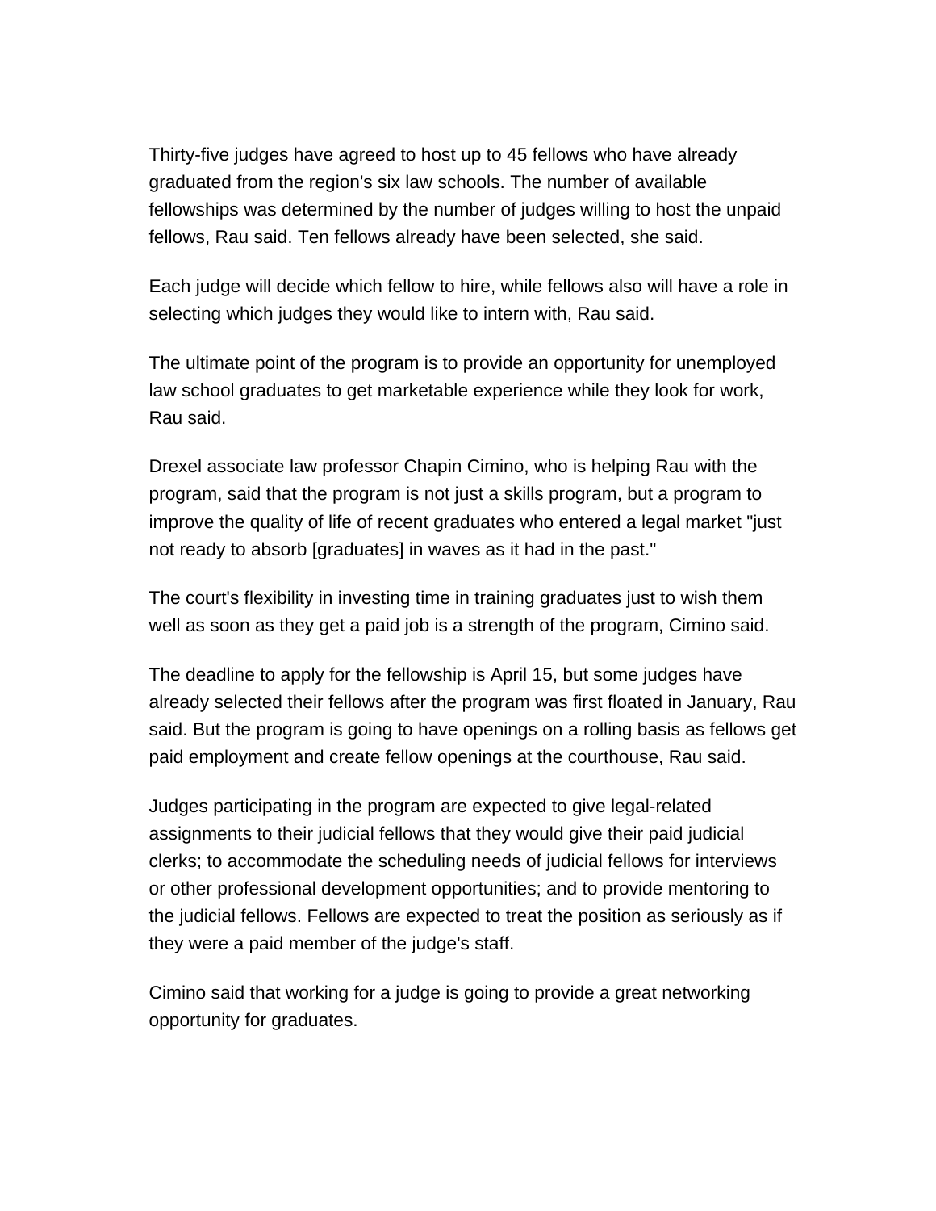Thirty-five judges have agreed to host up to 45 fellows who have already graduated from the region's six law schools. The number of available fellowships was determined by the number of judges willing to host the unpaid fellows, Rau said. Ten fellows already have been selected, she said.

Each judge will decide which fellow to hire, while fellows also will have a role in selecting which judges they would like to intern with, Rau said.

The ultimate point of the program is to provide an opportunity for unemployed law school graduates to get marketable experience while they look for work, Rau said.

Drexel associate law professor Chapin Cimino, who is helping Rau with the program, said that the program is not just a skills program, but a program to improve the quality of life of recent graduates who entered a legal market "just not ready to absorb [graduates] in waves as it had in the past."

The court's flexibility in investing time in training graduates just to wish them well as soon as they get a paid job is a strength of the program, Cimino said.

The deadline to apply for the fellowship is April 15, but some judges have already selected their fellows after the program was first floated in January, Rau said. But the program is going to have openings on a rolling basis as fellows get paid employment and create fellow openings at the courthouse, Rau said.

Judges participating in the program are expected to give legal-related assignments to their judicial fellows that they would give their paid judicial clerks; to accommodate the scheduling needs of judicial fellows for interviews or other professional development opportunities; and to provide mentoring to the judicial fellows. Fellows are expected to treat the position as seriously as if they were a paid member of the judge's staff.

Cimino said that working for a judge is going to provide a great networking opportunity for graduates.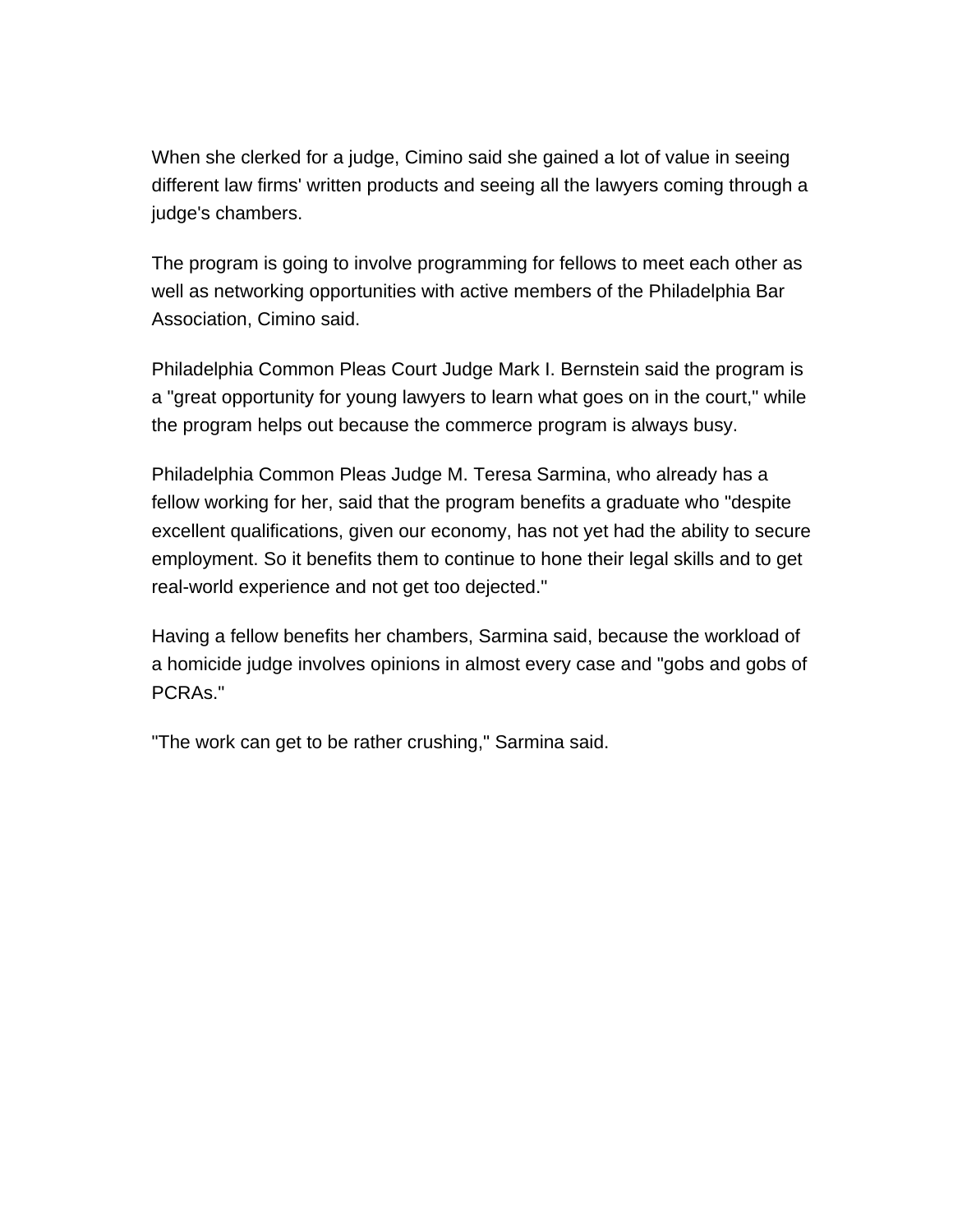When she clerked for a judge, Cimino said she gained a lot of value in seeing different law firms' written products and seeing all the lawyers coming through a judge's chambers.

The program is going to involve programming for fellows to meet each other as well as networking opportunities with active members of the Philadelphia Bar Association, Cimino said.

Philadelphia Common Pleas Court Judge Mark I. Bernstein said the program is a "great opportunity for young lawyers to learn what goes on in the court," while the program helps out because the commerce program is always busy.

Philadelphia Common Pleas Judge M. Teresa Sarmina, who already has a fellow working for her, said that the program benefits a graduate who "despite excellent qualifications, given our economy, has not yet had the ability to secure employment. So it benefits them to continue to hone their legal skills and to get real-world experience and not get too dejected."

Having a fellow benefits her chambers, Sarmina said, because the workload of a homicide judge involves opinions in almost every case and "gobs and gobs of PCRAs."

"The work can get to be rather crushing," Sarmina said.